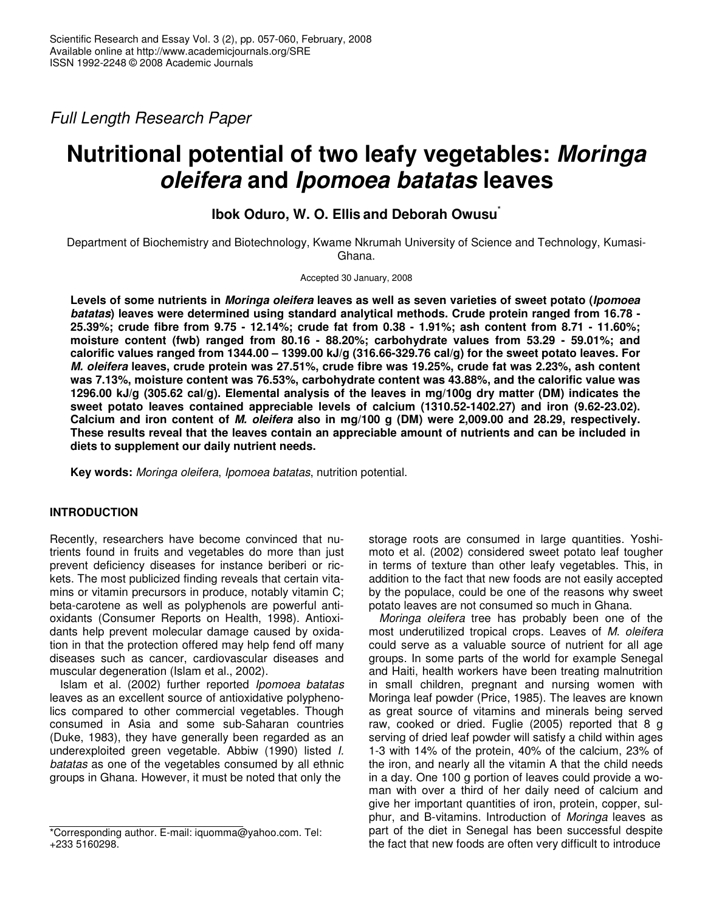*Full Length Research Paper*

# Nutritional potential of two leafy vegetables: *Moringa oleifera* and *Ipomoea batatas* leaves

**Ibok Oduro, W. O. Ellis and Deborah Owusu***

Department of Biochemistry and Biotechnology, Kwame Nkrumah University of Science and Technology, Kumasi-Ghana.

Accepted 30 January, 2008

**Levels of some nutrients in *Moringa oleifera* leaves as well as seven varieties of sweet potato (*Ipomoea batatas*) leaves were determined using standard analytical methods. Crude protein ranged from 16.78 - 25.39%; crude fibre from 9.75 - 12.14%; crude fat from 0.38 - 1.91%; ash content from 8.71 - 11.60%; moisture content (fwb) ranged from 80.16 - 88.20%; carbohydrate values from 53.29 - 59.01%; and calorific values ranged from 1344.00 – 1399.00 kJ/g (316.66-329.76 cal/g) for the sweet potato leaves. For *M. oleifera* leaves, crude protein was 27.51%, crude fibre was 19.25%, crude fat was 2.23%, ash content was 7.13%, moisture content was 76.53%, carbohydrate content was 43.88%, and the calorific value was 1296.00 kJ/g (305.62 cal/g). Elemental analysis of the leaves in mg/100g dry matter (DM) indicates the sweet potato leaves contained appreciable levels of calcium (1310.52-1402.27) and iron (9.62-23.02). Calcium and iron content of *M. oleifera* also in mg/100 g (DM) were 2,009.00 and 28.29, respectively. These results reveal that the leaves contain an appreciable amount of nutrients and can be included in diets to supplement our daily nutrient needs.**

**Key words:** *Moringa oleifera*, *Ipomoea batatas*, nutrition potential.

## INTRODUCTION

Recently, researchers have become convinced that nutrients found in fruits and vegetables do more than just prevent deficiency diseases for instance beriberi or rickets. The most publicized finding reveals that certain vitamins or vitamin precursors in produce, notably vitamin C; beta-carotene as well as polyphenols are powerful antioxidants (Consumer Reports on Health, 1998). Antioxidants help prevent molecular damage caused by oxidation in that the protection offered may help fend off many diseases such as cancer, cardiovascular diseases and muscular degeneration (Islam et al., 2002).

Islam et al. (2002) further reported *Ipomoea batatas* leaves as an excellent source of antioxidative polyphenolics compared to other commercial vegetables. Though consumed in Asia and some sub-Saharan countries (Duke, 1983), they have generally been regarded as an underexploited green vegetable. Abbiw (1990) listed *I. batatas* as one of the vegetables consumed by all ethnic groups in Ghana. However, it must be noted that only the storage roots are consumed in large quantities. Yoshimoto et al. (2002) considered sweet potato leaf tougher in terms of texture than other leafy vegetables. This, in addition to the fact that new foods are not easily accepted by the populace, could be one of the reasons why sweet potato leaves are not consumed so much in Ghana.

*Moringa oleifera* tree has probably been one of the most underutilized tropical crops. Leaves of *M. oleifera* could serve as a valuable source of nutrient for all age groups. In some parts of the world for example Senegal and Haiti, health workers have been treating malnutrition in small children, pregnant and nursing women with Moringa leaf powder (Price, 1985). The leaves are known as great source of vitamins and minerals being served raw, cooked or dried. Fuglie (2005) reported that 8 g serving of dried leaf powder will satisfy a child within ages 1-3 with 14% of the protein, 40% of the calcium, 23% of the iron, and nearly all the vitamin A that the child needs in a day. One 100 g portion of leaves could provide a woman with over a third of her daily need of calcium and give her important quantities of iron, protein, copper, sulphur, and B-vitamins. Introduction of *Moringa* leaves as part of the diet in Senegal has been successful despite the fact that new foods are often very difficult to introduce

*Corresponding author. E-mail: iquomma@yahoo.com. Tel: +233 5160298.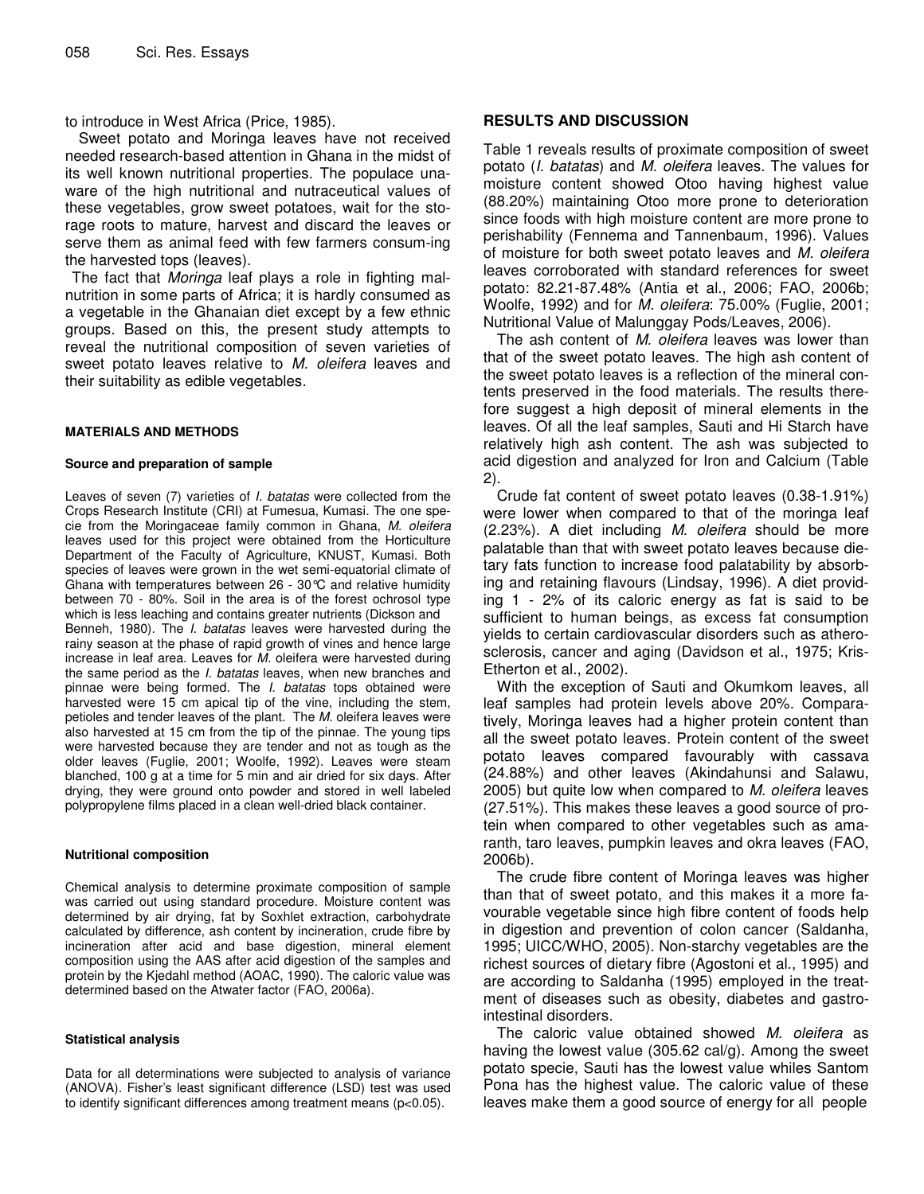to introduce in West Africa (Price, 1985).

Sweet potato and Moringa leaves have not received needed research-based attention in Ghana in the midst of its well known nutritional properties. The populace unaware of the high nutritional and nutraceutical values of these vegetables, grow sweet potatoes, wait for the storage roots to mature, harvest and discard the leaves or serve them as animal feed with few farmers consum-ing the harvested tops (leaves).

The fact that *Moringa* leaf plays a role in fighting malnutrition in some parts of Africa; it is hardly consumed as a vegetable in the Ghanaian diet except by a few ethnic groups. Based on this, the present study attempts to reveal the nutritional composition of seven varieties of sweet potato leaves relative to *M. oleifera* leaves and their suitability as edible vegetables.

## MATERIALS AND METHODS

### Source and preparation of sample

Leaves of seven (7) varieties of *I. batatas* were collected from the Crops Research Institute (CRI) at Fumesua, Kumasi. The one specie from the Moringaceae family common in Ghana, *M. oleifera* leaves used for this project were obtained from the Horticulture Department of the Faculty of Agriculture, KNUST, Kumasi. Both species of leaves were grown in the wet semi-equatorial climate of Ghana with temperatures between 26 - 30°C and relative humidity between 70 - 80%. Soil in the area is of the forest ochrosol type which is less leaching and contains greater nutrients (Dickson and Benneh, 1980). The *I. batatas* leaves were harvested during the rainy season at the phase of rapid growth of vines and hence large increase in leaf area. Leaves for *M.* oleifera were harvested during the same period as the *I. batatas* leaves, when new branches and pinnae were being formed. The *I. batatas* tops obtained were harvested were 15 cm apical tip of the vine, including the stem, petioles and tender leaves of the plant. The *M.* oleifera leaves were also harvested at 15 cm from the tip of the pinnae. The young tips were harvested because they are tender and not as tough as the older leaves (Fuglie, 2001; Woolfe, 1992). Leaves were steam blanched, 100 g at a time for 5 min and air dried for six days. After drying, they were ground onto powder and stored in well labeled polypropylene films placed in a clean well-dried black container.

### Nutritional composition

Chemical analysis to determine proximate composition of sample was carried out using standard procedure. Moisture content was determined by air drying, fat by Soxhlet extraction, carbohydrate calculated by difference, ash content by incineration, crude fibre by incineration after acid and base digestion, mineral element composition using the AAS after acid digestion of the samples and protein by the Kjedahl method (AOAC, 1990). The caloric value was determined based on the Atwater factor (FAO, 2006a).

### Statistical analysis

Data for all determinations were subjected to analysis of variance (ANOVA). Fisher's least significant difference (LSD) test was used to identify significant differences among treatment means ($p<0.05$).

## RESULTS AND DISCUSSION

Table 1 reveals results of proximate composition of sweet potato (*I. batatas*) and *M. oleifera* leaves. The values for moisture content showed Otoo having highest value (88.20%) maintaining Otoo more prone to deterioration since foods with high moisture content are more prone to perishability (Fennema and Tannenbaum, 1996). Values of moisture for both sweet potato leaves and *M. oleifera* leaves corroborated with standard references for sweet potato: 82.21-87.48% (Antia et al., 2006; FAO, 2006b; Woolfe, 1992) and for *M. oleifera*: 75.00% (Fuglie, 2001; Nutritional Value of Malunggay Pods/Leaves, 2006).

The ash content of *M. oleifera* leaves was lower than that of the sweet potato leaves. The high ash content of the sweet potato leaves is a reflection of the mineral contents preserved in the food materials. The results therefore suggest a high deposit of mineral elements in the leaves. Of all the leaf samples, Sauti and Hi Starch have relatively high ash content. The ash was subjected to acid digestion and analyzed for Iron and Calcium (Table 2).

Crude fat content of sweet potato leaves (0.38-1.91%) were lower when compared to that of the moringa leaf (2.23%). A diet including *M. oleifera* should be more palatable than that with sweet potato leaves because dietary fats function to increase food palatability by absorbing and retaining flavours (Lindsay, 1996). A diet providing 1 - 2% of its caloric energy as fat is said to be sufficient to human beings, as excess fat consumption yields to certain cardiovascular disorders such as atherosclerosis, cancer and aging (Davidson et al., 1975; Kris-Etherton et al., 2002).

With the exception of Sauti and Okumkom leaves, all leaf samples had protein levels above 20%. Comparatively, Moringa leaves had a higher protein content than all the sweet potato leaves. Protein content of the sweet potato leaves compared favourably with cassava (24.88%) and other leaves (Akindahunsi and Salawu, 2005) but quite low when compared to *M. oleifera* leaves (27.51%). This makes these leaves a good source of protein when compared to other vegetables such as amaranth, taro leaves, pumpkin leaves and okra leaves (FAO, 2006b).

The crude fibre content of Moringa leaves was higher than that of sweet potato, and this makes it a more favourable vegetable since high fibre content of foods help in digestion and prevention of colon cancer (Saldanha, 1995; UICC/WHO, 2005). Non-starchy vegetables are the richest sources of dietary fibre (Agostoni et al., 1995) and are according to Saldanha (1995) employed in the treatment of diseases such as obesity, diabetes and gastro-intestinal disorders.

The caloric value obtained showed *M. oleifera* as having the lowest value (305.62 cal/g). Among the sweet potato specie, Sauti has the lowest value whiles Santom Pona has the highest value. The caloric value of these leaves make them a good source of energy for all people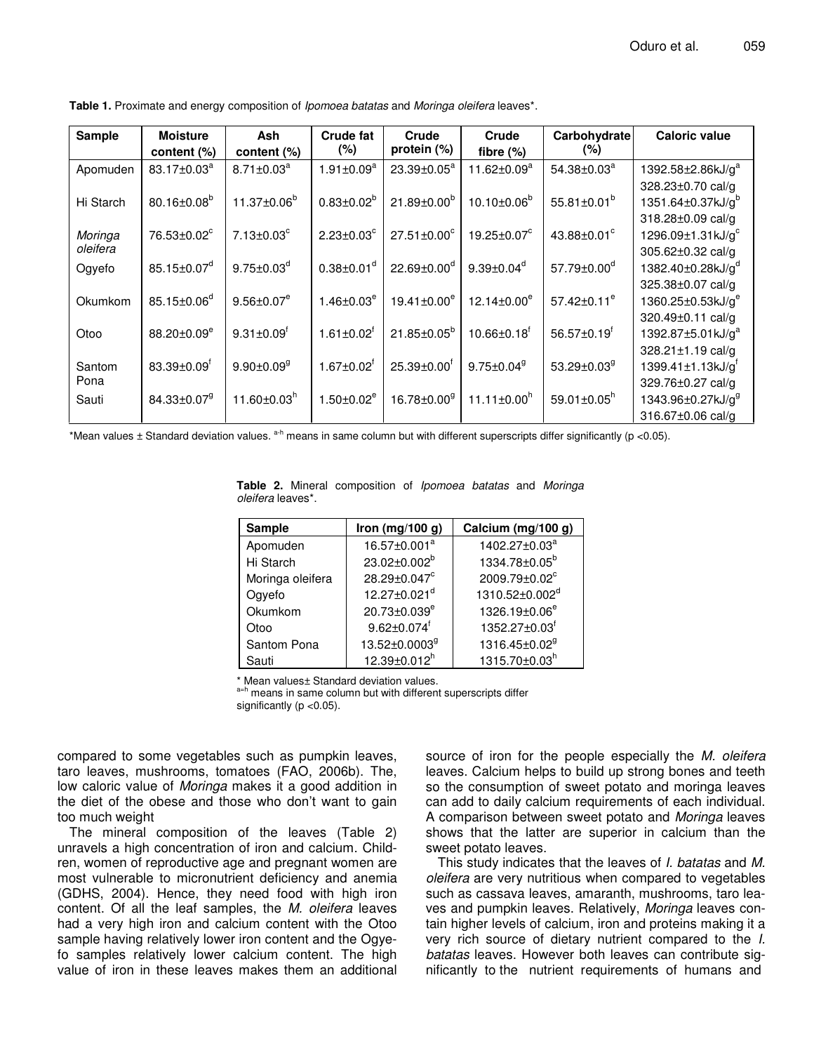**Table 1.** Proximate and energy composition of *Ipomoea batatas* and *Moringa oleifera* leaves*.

| Sample | Moisture content (%) | Ash content (%) | Crude fat (%) | Crude protein (%) | Crude fibre (%) | Carbohydrate (%) | Caloric value |
|---|---|---|---|---|---|---|---|
| Apomuden | 83.17±0.03[a] | 8.71±0.03[a] | 1.91±0.09[a] | 23.39±0.05[a] | 11.62±0.09[a] | 54.38±0.03[a] | 1392.58±2.86kJ/g[a] 328.23±0.70 cal/g |
| Hi Starch | 80.16±0.08[b] | 11.37±0.06[b] | 0.83±0.02[b] | 21.89±0.00[b] | 10.10±0.06[b] | 55.81±0.01[b] | 1351.64±0.37kJ/g[b] 318.28±0.09 cal/g |
| *Moringa oleifera* | 76.53±0.02[c] | 7.13±0.03[c] | 2.23±0.03[c] | 27.51±0.00[c] | 19.25±0.07[c] | 43.88±0.01[c] | 1296.09±1.31kJ/g[c] 305.62±0.32 cal/g |
| Ogyefo | 85.15±0.07[d] | 9.75±0.03[d] | 0.38±0.01[d] | 22.69±0.00[d] | 9.39±0.04[d] | 57.79±0.00[d] | 1382.40±0.28kJ/g[d] 325.38±0.07 cal/g |
| Okumkom | 85.15±0.06[d] | 9.56±0.07[e] | 1.46±0.03[e] | 19.41±0.00[e] | 12.14±0.00[e] | 57.42±0.11[e] | 1360.25±0.53kJ/g[e] 320.49±0.11 cal/g |
| Otoo | 88.20±0.09[e] | 9.31±0.09[f] | 1.61±0.02[f] | 21.85±0.05[b] | 10.66±0.18[f] | 56.57±0.19[f] | 1392.87±5.01kJ/g[a] 328.21±1.19 cal/g |
| Santom Pona | 83.39±0.09[f] | 9.90±0.09[g] | 1.67±0.02[f] | 25.39±0.00[f] | 9.75±0.04[g] | 53.29±0.03[g] | 1399.41±1.13kJ/g[f] 329.76±0.27 cal/g |
| Sauti | 84.33±0.07[g] | 11.60±0.03[h] | 1.50±0.02[e] | 16.78±0.00[g] | 11.11±0.00[h] | 59.01±0.05[h] | 1343.96±0.27kJ/g[g] 316.67±0.06 cal/g |

*Mean values ± Standard deviation values. [a-h] means in same column but with different superscripts differ significantly ($p < 0.05$).

**Table 2.** Mineral composition of *Ipomoea batatas* and *Moringa oleifera* leaves*.

| Sample | Iron (mg/100 g) | Calcium (mg/100 g) |
|---|---|---|
| Apomuden | 16.57±0.001[a] | 1402.27±0.03[a] |
| Hi Starch | 23.02±0.002[b] | 1334.78±0.05[b] |
| Moringa oleifera | 28.29±0.047[c] | 2009.79±0.02[c] |
| Ogyefo | 12.27±0.021[d] | 1310.52±0.002[d] |
| Okumkom | 20.73±0.039[e] | 1326.19±0.06[e] |
| Otoo | 9.62±0.074[f] | 1352.27±0.03[f] |
| Santom Pona | 13.52±0.0003[g] | 1316.45±0.02[g] |
| Sauti | 12.39±0.012[h] | 1315.70±0.03[h] |

* Mean values± Standard deviation values.
[a-h] means in same column but with different superscripts differ significantly ($p < 0.05$).

compared to some vegetables such as pumpkin leaves, taro leaves, mushrooms, tomatoes (FAO, 2006b). The, low caloric value of *Moringa* makes it a good addition in the diet of the obese and those who don't want to gain too much weight

The mineral composition of the leaves (Table 2) unravels a high concentration of iron and calcium. Children, women of reproductive age and pregnant women are most vulnerable to micronutrient deficiency and anemia (GDHS, 2004). Hence, they need food with high iron content. Of all the leaf samples, the *M. oleifera* leaves had a very high iron and calcium content with the Otoo sample having relatively lower iron content and the Ogyefo samples relatively lower calcium content. The high value of iron in these leaves makes them an additional source of iron for the people especially the *M. oleifera* leaves. Calcium helps to build up strong bones and teeth so the consumption of sweet potato and moringa leaves can add to daily calcium requirements of each individual. A comparison between sweet potato and *Moringa* leaves shows that the latter are superior in calcium than the sweet potato leaves.

This study indicates that the leaves of *I. batatas* and *M. oleifera* are very nutritious when compared to vegetables such as cassava leaves, amaranth, mushrooms, taro leaves and pumpkin leaves. Relatively, *Moringa* leaves contain higher levels of calcium, iron and proteins making it a very rich source of dietary nutrient compared to the *I. batatas* leaves. However both leaves can contribute significantly to the nutrient requirements of humans and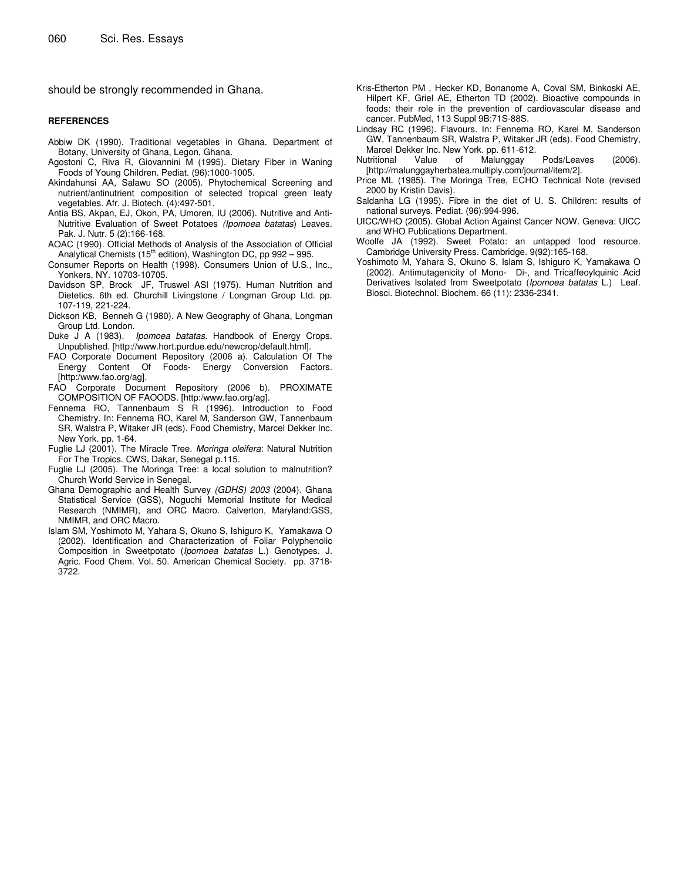should be strongly recommended in Ghana.

**REFERENCES**

Abbiw DK (1990). Traditional vegetables in Ghana. Department of Botany, University of Ghana, Legon, Ghana.

Agostoni C, Riva R, Giovannini M (1995). Dietary Fiber in Waning Foods of Young Children. Pediat. (96):1000-1005.

Akindahunsi AA, Salawu SO (2005). Phytochemical Screening and nutrient/antinutrient composition of selected tropical green leafy vegetables. Afr. J. Biotech. (4):497-501.

Antia BS, Akpan, EJ, Okon, PA, Umoren, IU (2006). Nutritive and Anti-Nutritive Evaluation of Sweet Potatoes *(Ipomoea batatas*) Leaves. Pak. J. Nutr. 5 (2):166-168.

AOAC (1990). Official Methods of Analysis of the Association of Official Analytical Chemists (15th edition), Washington DC, pp 992 – 995.

Consumer Reports on Health (1998). Consumers Union of U.S., Inc., Yonkers, NY. 10703-10705.

Davidson SP, Brock JF, Truswel ASI (1975). Human Nutrition and Dietetics. 6th ed. Churchill Livingstone / Longman Group Ltd. pp. 107-119, 221-224.

Dickson KB, Benneh G (1980). A New Geography of Ghana, Longman Group Ltd. London.

Duke J A (1983). *Ipomoea batatas*. Handbook of Energy Crops. Unpublished. [http://www.hort.purdue.edu/newcrop/default.html].

FAO Corporate Document Repository (2006 a). Calculation Of The Energy Content Of Foods- Energy Conversion Factors. [http:/www.fao.org/ag].

FAO Corporate Document Repository (2006 b). PROXIMATE COMPOSITION OF FAOODS. [http:/www.fao.org/ag].

Fennema RO, Tannenbaum S R (1996). Introduction to Food Chemistry. In: Fennema RO, Karel M, Sanderson GW, Tannenbaum SR, Walstra P, Witaker JR (eds). Food Chemistry, Marcel Dekker Inc. New York. pp. 1-64.

Fuglie LJ (2001). The Miracle Tree. *Moringa oleifera*: Natural Nutrition For The Tropics. CWS, Dakar, Senegal p.115.

Fuglie LJ (2005). The Moringa Tree: a local solution to malnutrition? Church World Service in Senegal.

Ghana Demographic and Health Survey *(GDHS) 2003* (2004). Ghana Statistical Service (GSS), Noguchi Memorial Institute for Medical Research (NMIMR), and ORC Macro. Calverton, Maryland:GSS, NMIMR, and ORC Macro.

Islam SM, Yoshimoto M, Yahara S, Okuno S, Ishiguro K, Yamakawa O (2002). Identification and Characterization of Foliar Polyphenolic Composition in Sweetpotato (*Ipomoea batatas* L.) Genotypes. J. Agric. Food Chem. Vol. 50. American Chemical Society. pp. 3718-3722.

Kris-Etherton PM , Hecker KD, Bonanome A, Coval SM, Binkoski AE, Hilpert KF, Griel AE, Etherton TD (2002). Bioactive compounds in foods: their role in the prevention of cardiovascular disease and cancer. PubMed, 113 Suppl 9B:71S-88S.

Lindsay RC (1996). Flavours. In: Fennema RO, Karel M, Sanderson GW, Tannenbaum SR, Walstra P, Witaker JR (eds). Food Chemistry, Marcel Dekker Inc. New York. pp. 611-612.

Nutritional Value of Malunggay Pods/Leaves (2006). [http://malunggayherbatea.multiply.com/journal/item/2].

Price ML (1985). The Moringa Tree, ECHO Technical Note (revised 2000 by Kristin Davis).

Saldanha LG (1995). Fibre in the diet of U. S. Children: results of national surveys. Pediat. (96):994-996.

UICC/WHO (2005). Global Action Against Cancer NOW. Geneva: UICC and WHO Publications Department.

Woolfe JA (1992). Sweet Potato: an untapped food resource. Cambridge University Press. Cambridge. 9(92):165-168.

Yoshimoto M, Yahara S, Okuno S, Islam S, Ishiguro K, Yamakawa O (2002). Antimutagenicity of Mono- Di-, and Tricaffeoylquinic Acid Derivatives Isolated from Sweetpotato (*Ipomoea batatas* L.) Leaf. Biosci. Biotechnol. Biochem. 66 (11): 2336-2341.